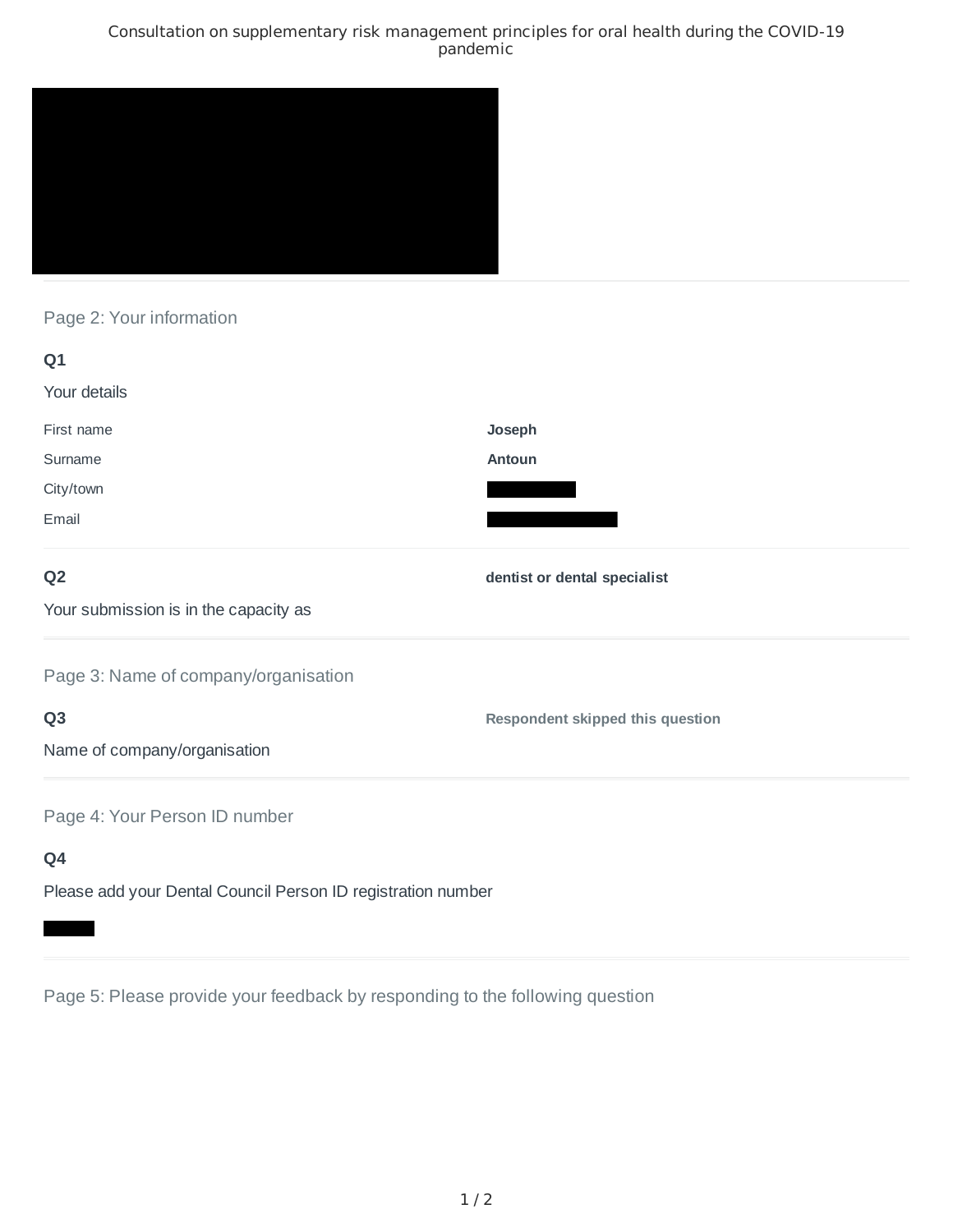# Consultation on supplementary risk management principles for oral health during the COVID-19 pandemic

## Page 2: Your information

**Q1**

Your details

| | |
|---|---|
| First name | **Joseph** |
| Surname | **Antoun** |
| City/town | |
| Email | |

**Q2**

Your submission is in the capacity as

**dentist or dental specialist**

## Page 3: Name of company/organisation

**Q3**

Name of company/organisation

**Respondent skipped this question**

## Page 4: Your Person ID number

**Q4**

Please add your Dental Council Person ID registration number

## Page 5: Please provide your feedback by responding to the following question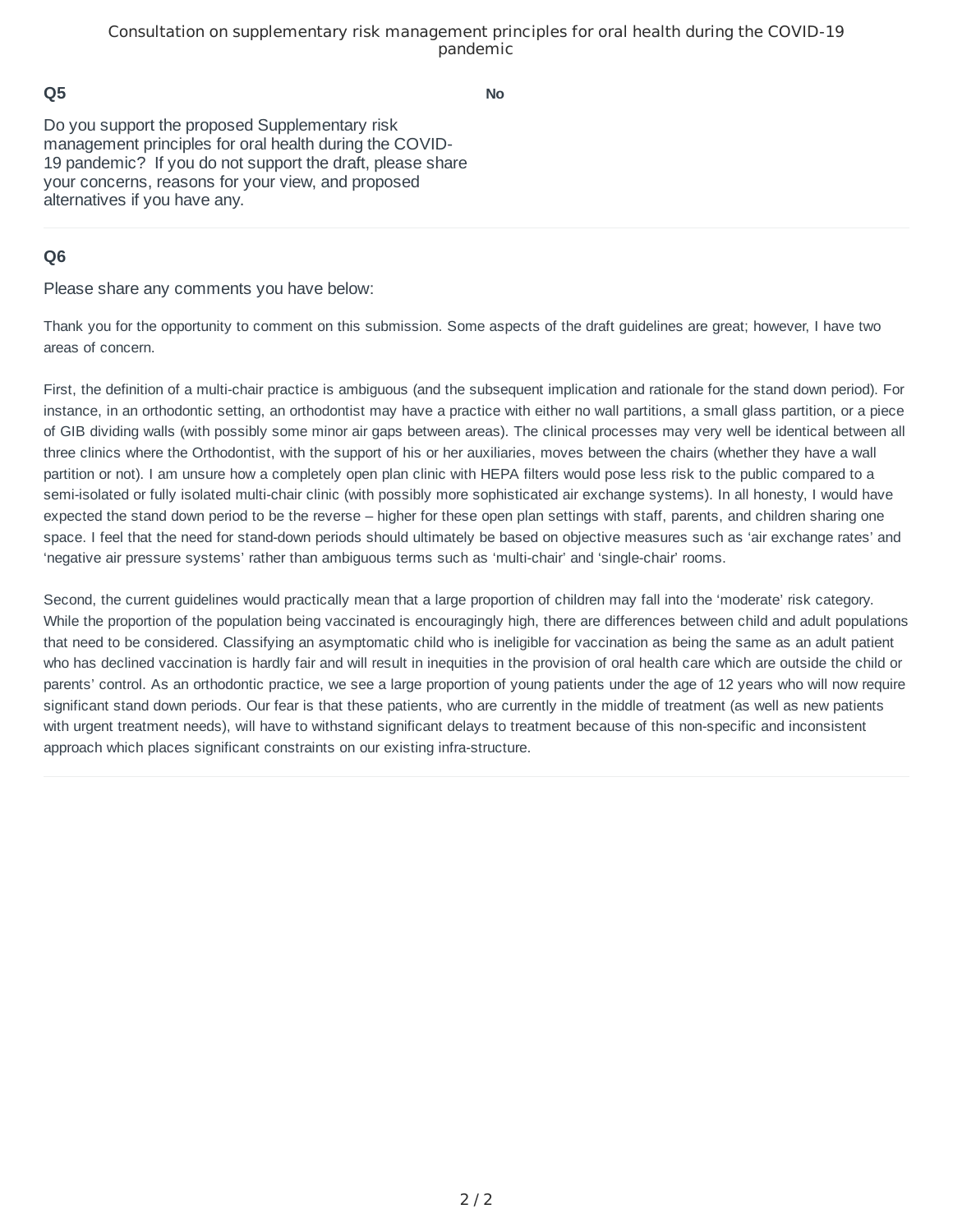## Q5

Do you support the proposed Supplementary risk management principles for oral health during the COVID-19 pandemic? If you do not support the draft, please share your concerns, reasons for your view, and proposed alternatives if you have any.

**No**

## Q6

Please share any comments you have below:

Thank you for the opportunity to comment on this submission. Some aspects of the draft guidelines are great; however, I have two areas of concern.

First, the definition of a multi-chair practice is ambiguous (and the subsequent implication and rationale for the stand down period). For instance, in an orthodontic setting, an orthodontist may have a practice with either no wall partitions, a small glass partition, or a piece of GIB dividing walls (with possibly some minor air gaps between areas). The clinical processes may very well be identical between all three clinics where the Orthodontist, with the support of his or her auxiliaries, moves between the chairs (whether they have a wall partition or not). I am unsure how a completely open plan clinic with HEPA filters would pose less risk to the public compared to a semi-isolated or fully isolated multi-chair clinic (with possibly more sophisticated air exchange systems). In all honesty, I would have expected the stand down period to be the reverse – higher for these open plan settings with staff, parents, and children sharing one space. I feel that the need for stand-down periods should ultimately be based on objective measures such as ‘air exchange rates’ and ‘negative air pressure systems’ rather than ambiguous terms such as ‘multi-chair’ and ‘single-chair’ rooms.

Second, the current guidelines would practically mean that a large proportion of children may fall into the ‘moderate’ risk category. While the proportion of the population being vaccinated is encouragingly high, there are differences between child and adult populations that need to be considered. Classifying an asymptomatic child who is ineligible for vaccination as being the same as an adult patient who has declined vaccination is hardly fair and will result in inequities in the provision of oral health care which are outside the child or parents’ control. As an orthodontic practice, we see a large proportion of young patients under the age of 12 years who will now require significant stand down periods. Our fear is that these patients, who are currently in the middle of treatment (as well as new patients with urgent treatment needs), will have to withstand significant delays to treatment because of this non-specific and inconsistent approach which places significant constraints on our existing infra-structure.